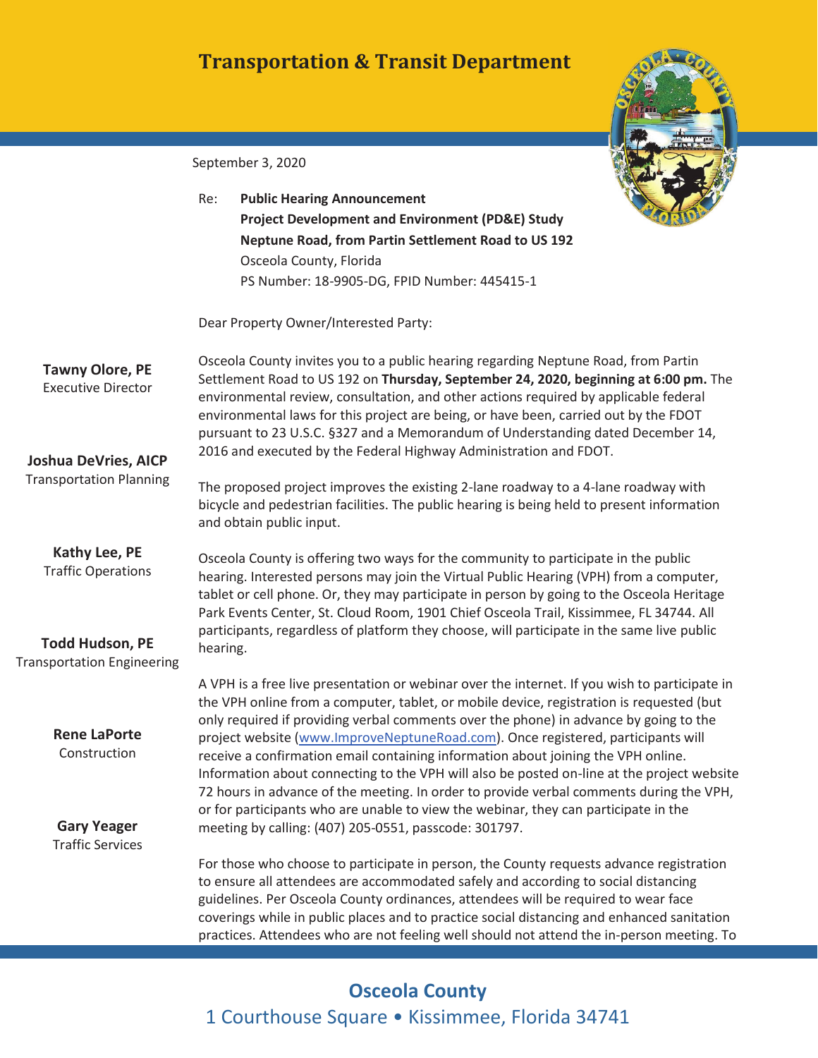# Transportation & Transit Department

September 3, 2020

Re: **Public Hearing Announcement**
**Project Development and Environment (PD&E) Study**
**Neptune Road, from Partin Settlement Road to US 192**
Osceola County, Florida
PS Number: 18-9905-DG, FPID Number: 445415-1

**Tawny Olore, PE**
Executive Director

**Joshua DeVries, AICP**
Transportation Planning

**Kathy Lee, PE**
Traffic Operations

**Todd Hudson, PE**
Transportation Engineering

**Rene LaPorte**
Construction

**Gary Yeager**
Traffic Services

Dear Property Owner/Interested Party:

Osceola County invites you to a public hearing regarding Neptune Road, from Partin Settlement Road to US 192 on **Thursday, September 24, 2020, beginning at 6:00 pm.** The environmental review, consultation, and other actions required by applicable federal environmental laws for this project are being, or have been, carried out by the FDOT pursuant to 23 U.S.C. §327 and a Memorandum of Understanding dated December 14, 2016 and executed by the Federal Highway Administration and FDOT.

The proposed project improves the existing 2-lane roadway to a 4-lane roadway with bicycle and pedestrian facilities. The public hearing is being held to present information and obtain public input.

Osceola County is offering two ways for the community to participate in the public hearing. Interested persons may join the Virtual Public Hearing (VPH) from a computer, tablet or cell phone. Or, they may participate in person by going to the Osceola Heritage Park Events Center, St. Cloud Room, 1901 Chief Osceola Trail, Kissimmee, FL 34744. All participants, regardless of platform they choose, will participate in the same live public hearing.

A VPH is a free live presentation or webinar over the internet. If you wish to participate in the VPH online from a computer, tablet, or mobile device, registration is requested (but only required if providing verbal comments over the phone) in advance by going to the project website (www.ImproveNeptuneRoad.com). Once registered, participants will receive a confirmation email containing information about joining the VPH online. Information about connecting to the VPH will also be posted on-line at the project website 72 hours in advance of the meeting. In order to provide verbal comments during the VPH, or for participants who are unable to view the webinar, they can participate in the meeting by calling: (407) 205-0551, passcode: 301797.

For those who choose to participate in person, the County requests advance registration to ensure all attendees are accommodated safely and according to social distancing guidelines. Per Osceola County ordinances, attendees will be required to wear face coverings while in public places and to practice social distancing and enhanced sanitation practices. Attendees who are not feeling well should not attend the in-person meeting. To

**Osceola County**
1 Courthouse Square • Kissimmee, Florida 34741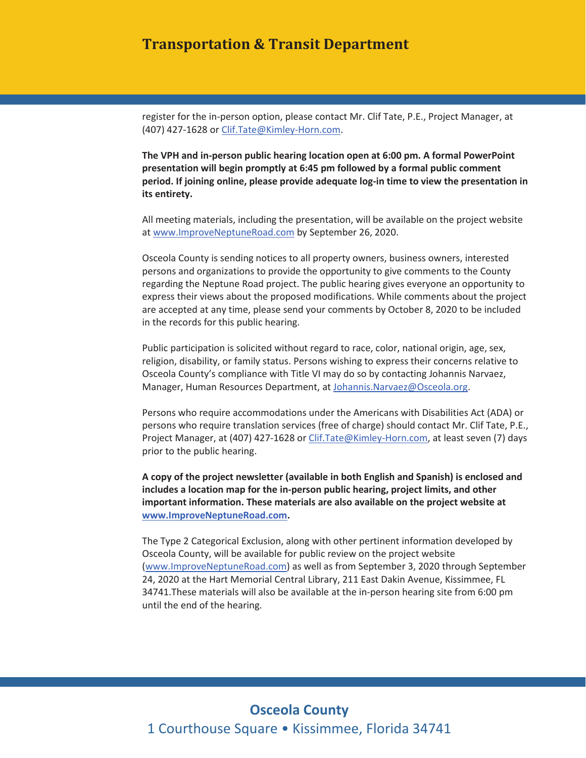register for the in-person option, please contact Mr. Clif Tate, P.E., Project Manager, at (407) 427-1628 or Clif.Tate@Kimley-Horn.com.

**The VPH and in-person public hearing location open at 6:00 pm. A formal PowerPoint presentation will begin promptly at 6:45 pm followed by a formal public comment period. If joining online, please provide adequate log-in time to view the presentation in its entirety.**

All meeting materials, including the presentation, will be available on the project website at www.ImproveNeptuneRoad.com by September 26, 2020.

Osceola County is sending notices to all property owners, business owners, interested persons and organizations to provide the opportunity to give comments to the County regarding the Neptune Road project. The public hearing gives everyone an opportunity to express their views about the proposed modifications. While comments about the project are accepted at any time, please send your comments by October 8, 2020 to be included in the records for this public hearing.

Public participation is solicited without regard to race, color, national origin, age, sex, religion, disability, or family status. Persons wishing to express their concerns relative to Osceola County's compliance with Title VI may do so by contacting Johannis Narvaez, Manager, Human Resources Department, at Johannis.Narvaez@Osceola.org.

Persons who require accommodations under the Americans with Disabilities Act (ADA) or persons who require translation services (free of charge) should contact Mr. Clif Tate, P.E., Project Manager, at (407) 427-1628 or Clif.Tate@Kimley-Horn.com, at least seven (7) days prior to the public hearing.

**A copy of the project newsletter (available in both English and Spanish) is enclosed and includes a location map for the in-person public hearing, project limits, and other important information. These materials are also available on the project website at www.ImproveNeptuneRoad.com.**

The Type 2 Categorical Exclusion, along with other pertinent information developed by Osceola County, will be available for public review on the project website (www.ImproveNeptuneRoad.com) as well as from September 3, 2020 through September 24, 2020 at the Hart Memorial Central Library, 211 East Dakin Avenue, Kissimmee, FL 34741.These materials will also be available at the in-person hearing site from 6:00 pm until the end of the hearing.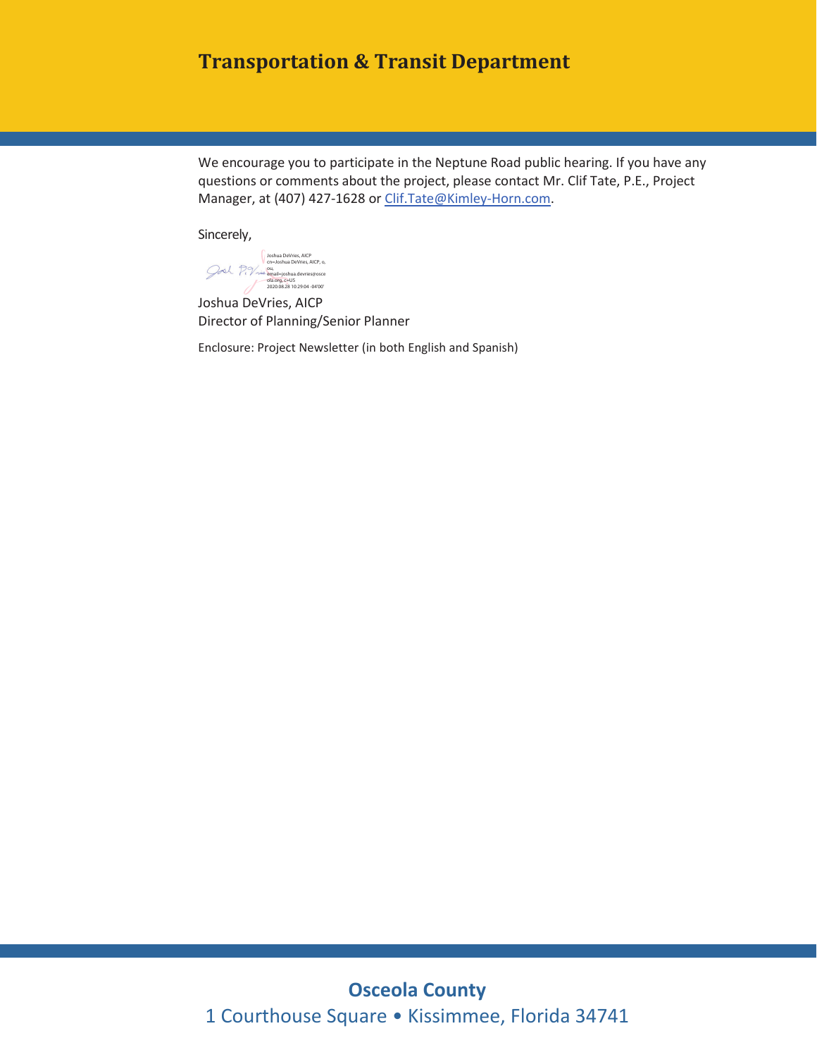## Transportation & Transit Department

We encourage you to participate in the Neptune Road public hearing. If you have any questions or comments about the project, please contact Mr. Clif Tate, P.E., Project Manager, at (407) 427-1628 or Clif.Tate@Kimley-Horn.com.

Sincerely,

Joshua DeVries, AICP
cn=Joshua DeVries, AICP, o, ou, email=joshua.devries@osceola.org, c=US
2020.08.28 10:29:04 -04'00'

Joshua DeVries, AICP
Director of Planning/Senior Planner

Enclosure: Project Newsletter (in both English and Spanish)

**Osceola County**
1 Courthouse Square • Kissimmee, Florida 34741